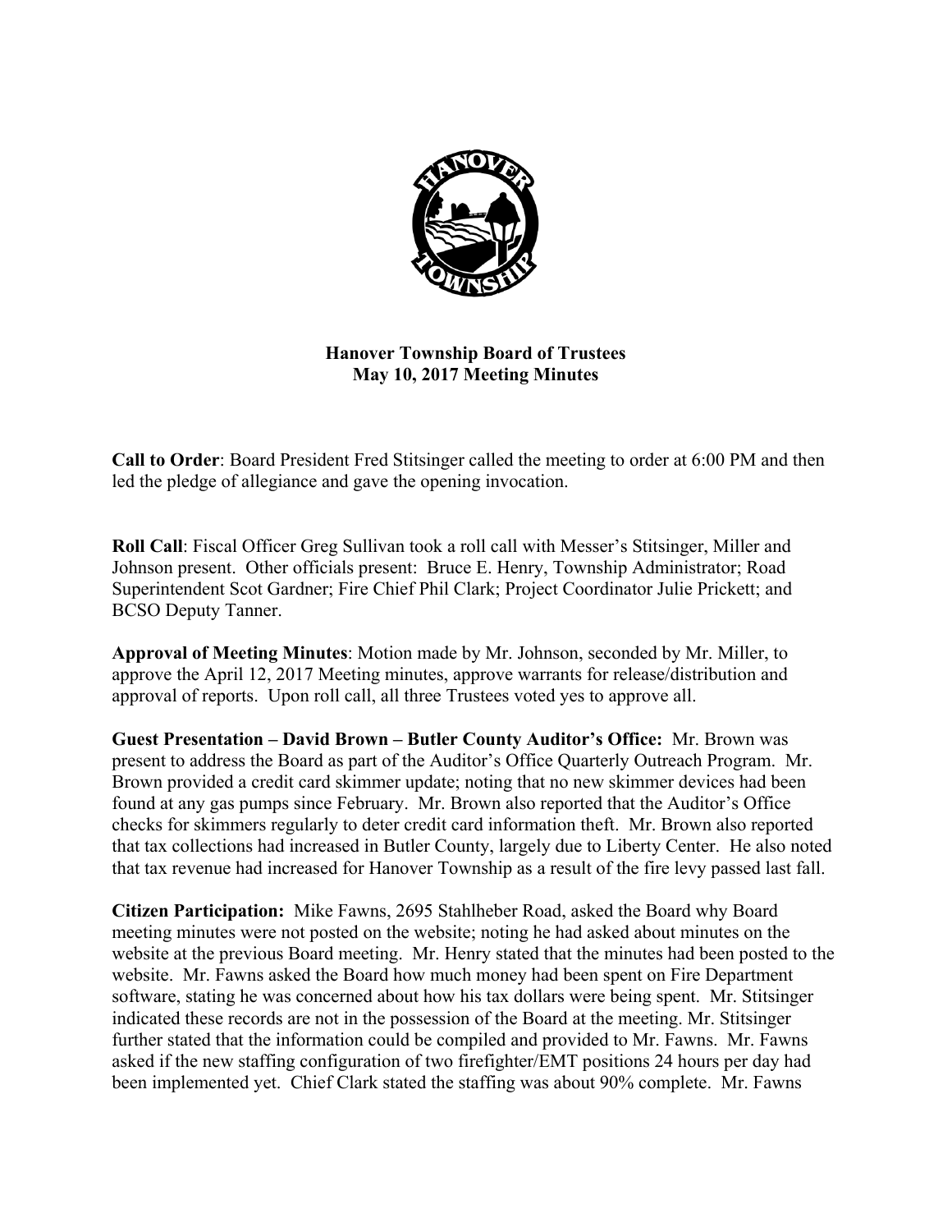**Hanover Township Board of Trustees**
**May 10, 2017 Meeting Minutes**

**Call to Order**: Board President Fred Stitsinger called the meeting to order at 6:00 PM and then led the pledge of allegiance and gave the opening invocation.

**Roll Call**: Fiscal Officer Greg Sullivan took a roll call with Messer's Stitsinger, Miller and Johnson present. Other officials present: Bruce E. Henry, Township Administrator; Road Superintendent Scot Gardner; Fire Chief Phil Clark; Project Coordinator Julie Prickett; and BCSO Deputy Tanner.

**Approval of Meeting Minutes**: Motion made by Mr. Johnson, seconded by Mr. Miller, to approve the April 12, 2017 Meeting minutes, approve warrants for release/distribution and approval of reports. Upon roll call, all three Trustees voted yes to approve all.

**Guest Presentation – David Brown – Butler County Auditor's Office:** Mr. Brown was present to address the Board as part of the Auditor's Office Quarterly Outreach Program. Mr. Brown provided a credit card skimmer update; noting that no new skimmer devices had been found at any gas pumps since February. Mr. Brown also reported that the Auditor's Office checks for skimmers regularly to deter credit card information theft. Mr. Brown also reported that tax collections had increased in Butler County, largely due to Liberty Center. He also noted that tax revenue had increased for Hanover Township as a result of the fire levy passed last fall.

**Citizen Participation:** Mike Fawns, 2695 Stahlheber Road, asked the Board why Board meeting minutes were not posted on the website; noting he had asked about minutes on the website at the previous Board meeting. Mr. Henry stated that the minutes had been posted to the website. Mr. Fawns asked the Board how much money had been spent on Fire Department software, stating he was concerned about how his tax dollars were being spent. Mr. Stitsinger indicated these records are not in the possession of the Board at the meeting. Mr. Stitsinger further stated that the information could be compiled and provided to Mr. Fawns. Mr. Fawns asked if the new staffing configuration of two firefighter/EMT positions 24 hours per day had been implemented yet. Chief Clark stated the staffing was about 90% complete. Mr. Fawns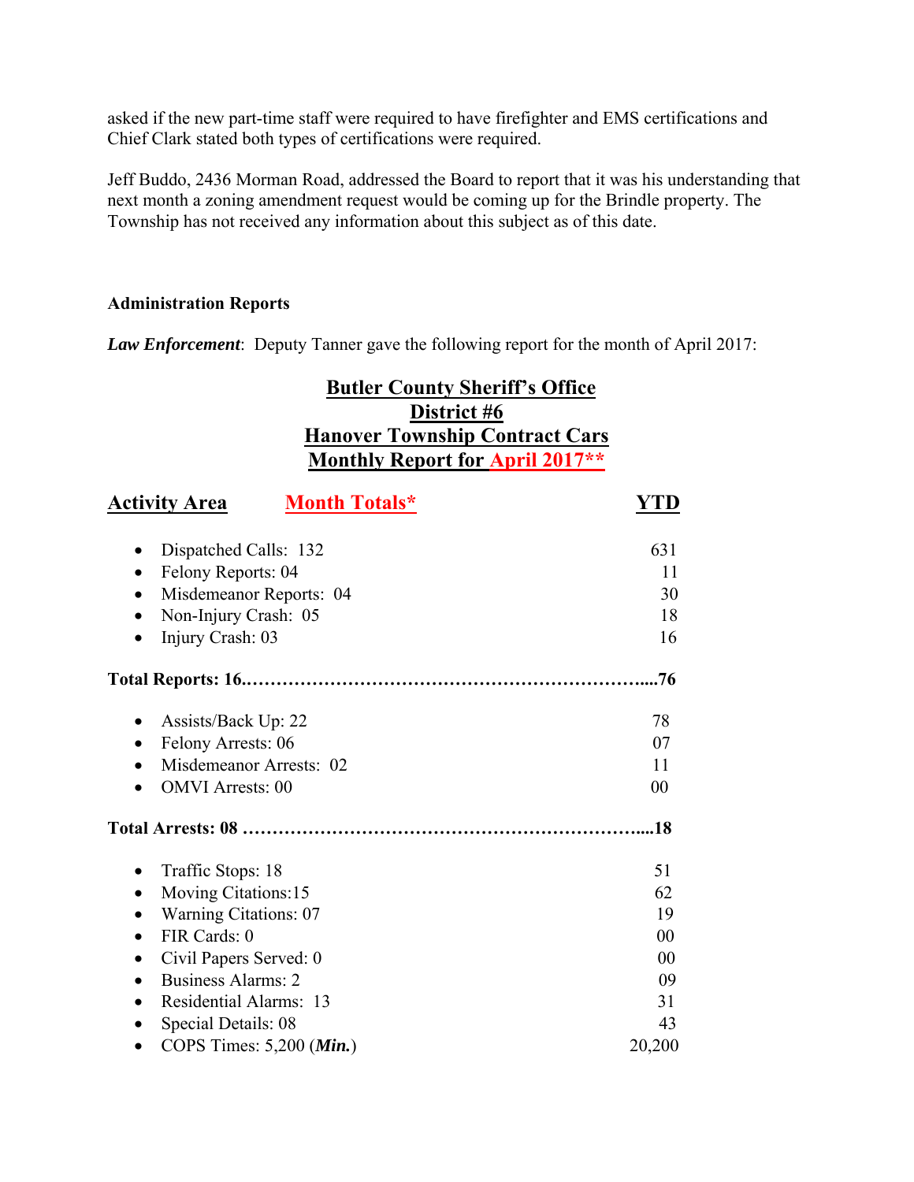asked if the new part-time staff were required to have firefighter and EMS certifications and Chief Clark stated both types of certifications were required.

Jeff Buddo, 2436 Morman Road, addressed the Board to report that it was his understanding that next month a zoning amendment request would be coming up for the Brindle property. The Township has not received any information about this subject as of this date.

**Administration Reports**

***Law Enforcement***: Deputy Tanner gave the following report for the month of April 2017:

## Butler County Sheriff's Office
## District #6
## Hanover Township Contract Cars
## Monthly Report for April 2017**

| Activity Area | Month Totals* | YTD |
|---|---|---|
| • Dispatched Calls: 132 | | 631 |
| • Felony Reports: 04 | | 11 |
| • Misdemeanor Reports: 04 | | 30 |
| • Non-Injury Crash: 05 | | 18 |
| • Injury Crash: 03 | | 16 |
| **Total Reports: 16.** | | **76** |
| • Assists/Back Up: 22 | | 78 |
| • Felony Arrests: 06 | | 07 |
| • Misdemeanor Arrests: 02 | | 11 |
| • OMVI Arrests: 00 | | 00 |
| **Total Arrests: 08** | | **18** |
| • Traffic Stops: 18 | | 51 |
| • Moving Citations:15 | | 62 |
| • Warning Citations: 07 | | 19 |
| • FIR Cards: 0 | | 00 |
| • Civil Papers Served: 0 | | 00 |
| • Business Alarms: 2 | | 09 |
| • Residential Alarms: 13 | | 31 |
| • Special Details: 08 | | 43 |
| • COPS Times: 5,200 (***Min.***) | | 20,200 |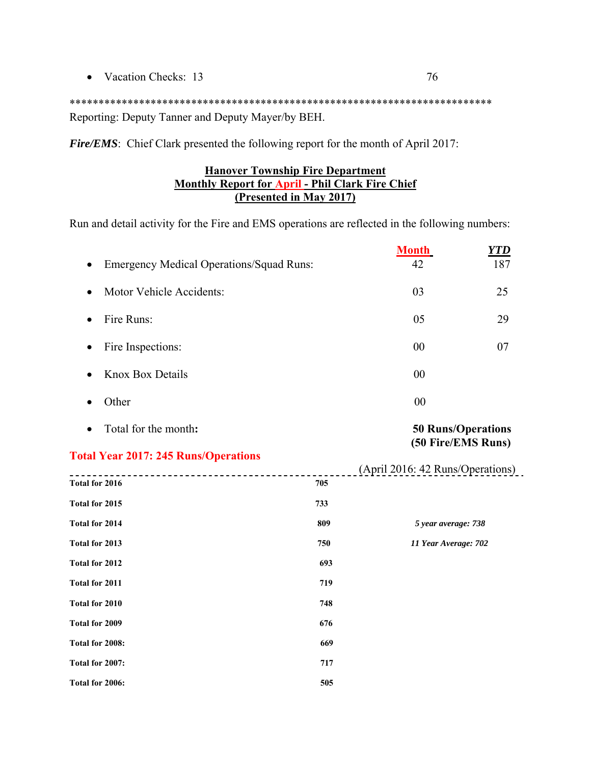- Vacation Checks: 13 76

*************************************************************************

Reporting: Deputy Tanner and Deputy Mayer/by BEH.

***Fire/EMS***: Chief Clark presented the following report for the month of April 2017:

**Hanover Township Fire Department**
**Monthly Report for April - Phil Clark Fire Chief**
**(Presented in May 2017)**

Run and detail activity for the Fire and EMS operations are reflected in the following numbers:

| | Month | YTD |
|---|---|---|
| • Emergency Medical Operations/Squad Runs: | 42 | 187 |
| • Motor Vehicle Accidents: | 03 | 25 |
| • Fire Runs: | 05 | 29 |
| • Fire Inspections: | 00 | 07 |
| • Knox Box Details | 00 | |
| • Other | 00 | |
| • Total for the month: | **50 Runs/Operations (50 Fire/EMS Runs)** | |

**Total Year 2017: 245 Runs/Operations**

(April 2016: 42 Runs/Operations)

| | | |
|---|---|---|
| **Total for 2016** | **705** | |
| **Total for 2015** | **733** | |
| **Total for 2014** | **809** | ***5 year average: 738*** |
| **Total for 2013** | **750** | ***11 Year Average: 702*** |
| **Total for 2012** | **693** | |
| **Total for 2011** | **719** | |
| **Total for 2010** | **748** | |
| **Total for 2009** | **676** | |
| **Total for 2008:** | **669** | |
| **Total for 2007:** | **717** | |
| **Total for 2006:** | **505** | |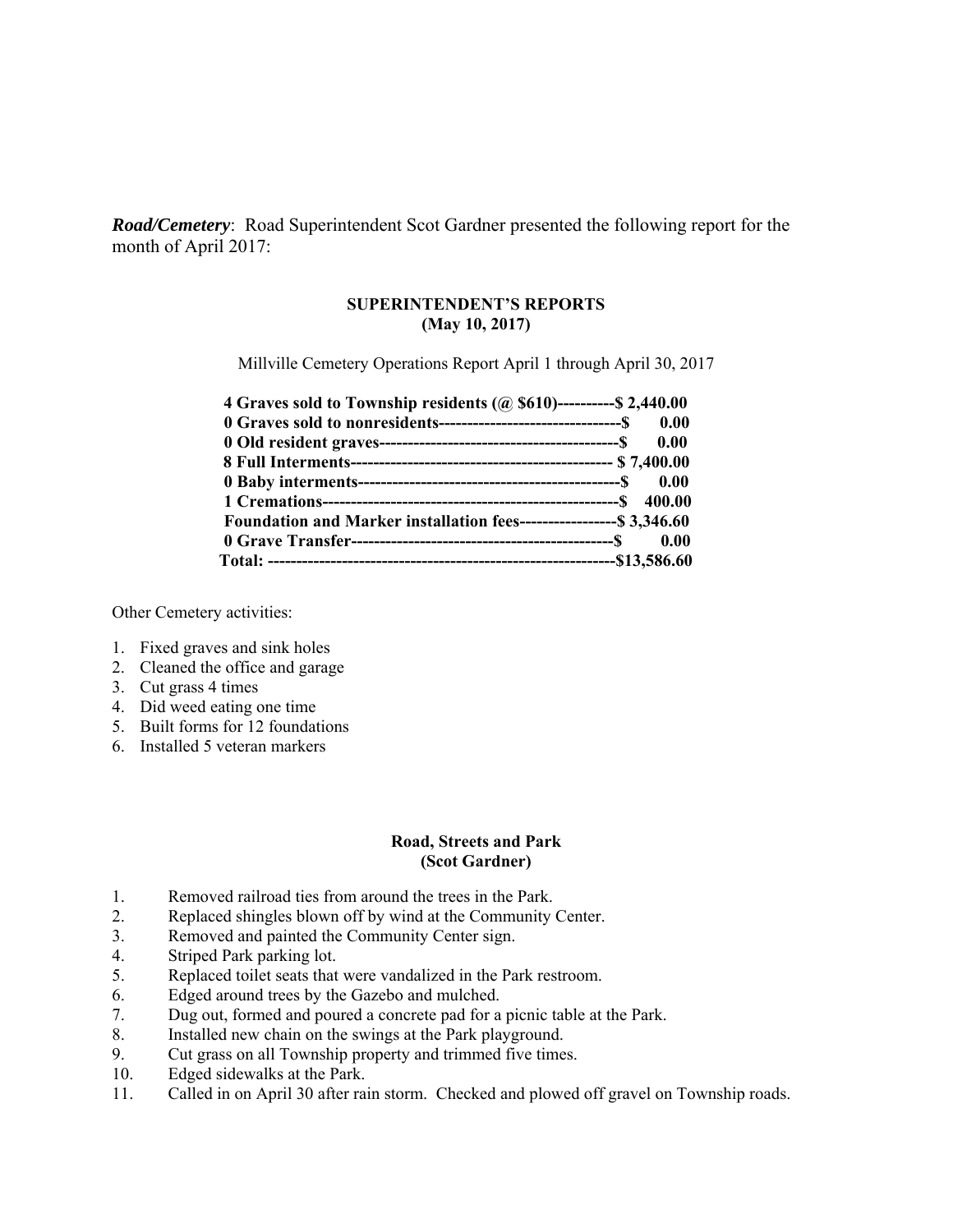***Road/Cemetery***: Road Superintendent Scot Gardner presented the following report for the month of April 2017:

**SUPERINTENDENT'S REPORTS**
**(May 10, 2017)**

Millville Cemetery Operations Report April 1 through April 30, 2017

**4 Graves sold to Township residents (@ $610)----------$ 2,440.00**
**0 Graves sold to nonresidents--------------------------------$ 0.00**
**0 Old resident graves------------------------------------------$ 0.00**
**8 Full Interments--------------------------------------------- $ 7,400.00**
**0 Baby interments---------------------------------------------$ 0.00**
**1 Cremations----------------------------------------------------$ 400.00**
**Foundation and Marker installation fees-----------------$ 3,346.60**
**0 Grave Transfer---------------------------------------------$ 0.00**
**Total: ------------------------------------------------------------$13,586.60**

Other Cemetery activities:

1. Fixed graves and sink holes
2. Cleaned the office and garage
3. Cut grass 4 times
4. Did weed eating one time
5. Built forms for 12 foundations
6. Installed 5 veteran markers

**Road, Streets and Park**
**(Scot Gardner)**

1. Removed railroad ties from around the trees in the Park.
2. Replaced shingles blown off by wind at the Community Center.
3. Removed and painted the Community Center sign.
4. Striped Park parking lot.
5. Replaced toilet seats that were vandalized in the Park restroom.
6. Edged around trees by the Gazebo and mulched.
7. Dug out, formed and poured a concrete pad for a picnic table at the Park.
8. Installed new chain on the swings at the Park playground.
9. Cut grass on all Township property and trimmed five times.
10. Edged sidewalks at the Park.
11. Called in on April 30 after rain storm. Checked and plowed off gravel on Township roads.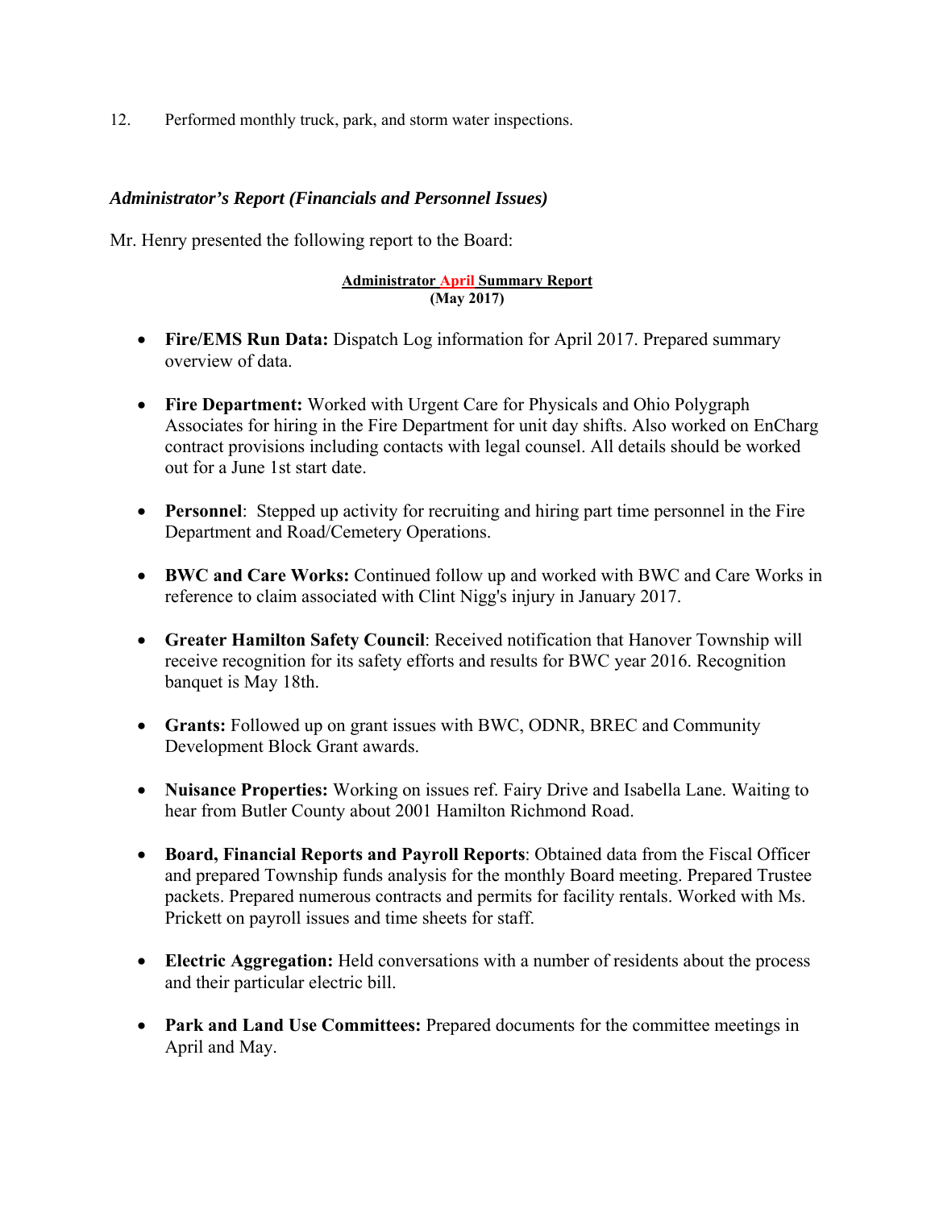12. Performed monthly truck, park, and storm water inspections.

### *Administrator's Report (Financials and Personnel Issues)*

Mr. Henry presented the following report to the Board:

**Administrator April Summary Report**
**(May 2017)**

- **Fire/EMS Run Data:** Dispatch Log information for April 2017. Prepared summary overview of data.

- **Fire Department:** Worked with Urgent Care for Physicals and Ohio Polygraph Associates for hiring in the Fire Department for unit day shifts. Also worked on EnCharg contract provisions including contacts with legal counsel. All details should be worked out for a June 1st start date.

- **Personnel**: Stepped up activity for recruiting and hiring part time personnel in the Fire Department and Road/Cemetery Operations.

- **BWC and Care Works:** Continued follow up and worked with BWC and Care Works in reference to claim associated with Clint Nigg's injury in January 2017.

- **Greater Hamilton Safety Council**: Received notification that Hanover Township will receive recognition for its safety efforts and results for BWC year 2016. Recognition banquet is May 18th.

- **Grants:** Followed up on grant issues with BWC, ODNR, BREC and Community Development Block Grant awards.

- **Nuisance Properties:** Working on issues ref. Fairy Drive and Isabella Lane. Waiting to hear from Butler County about 2001 Hamilton Richmond Road.

- **Board, Financial Reports and Payroll Reports**: Obtained data from the Fiscal Officer and prepared Township funds analysis for the monthly Board meeting. Prepared Trustee packets. Prepared numerous contracts and permits for facility rentals. Worked with Ms. Prickett on payroll issues and time sheets for staff.

- **Electric Aggregation:** Held conversations with a number of residents about the process and their particular electric bill.

- **Park and Land Use Committees:** Prepared documents for the committee meetings in April and May.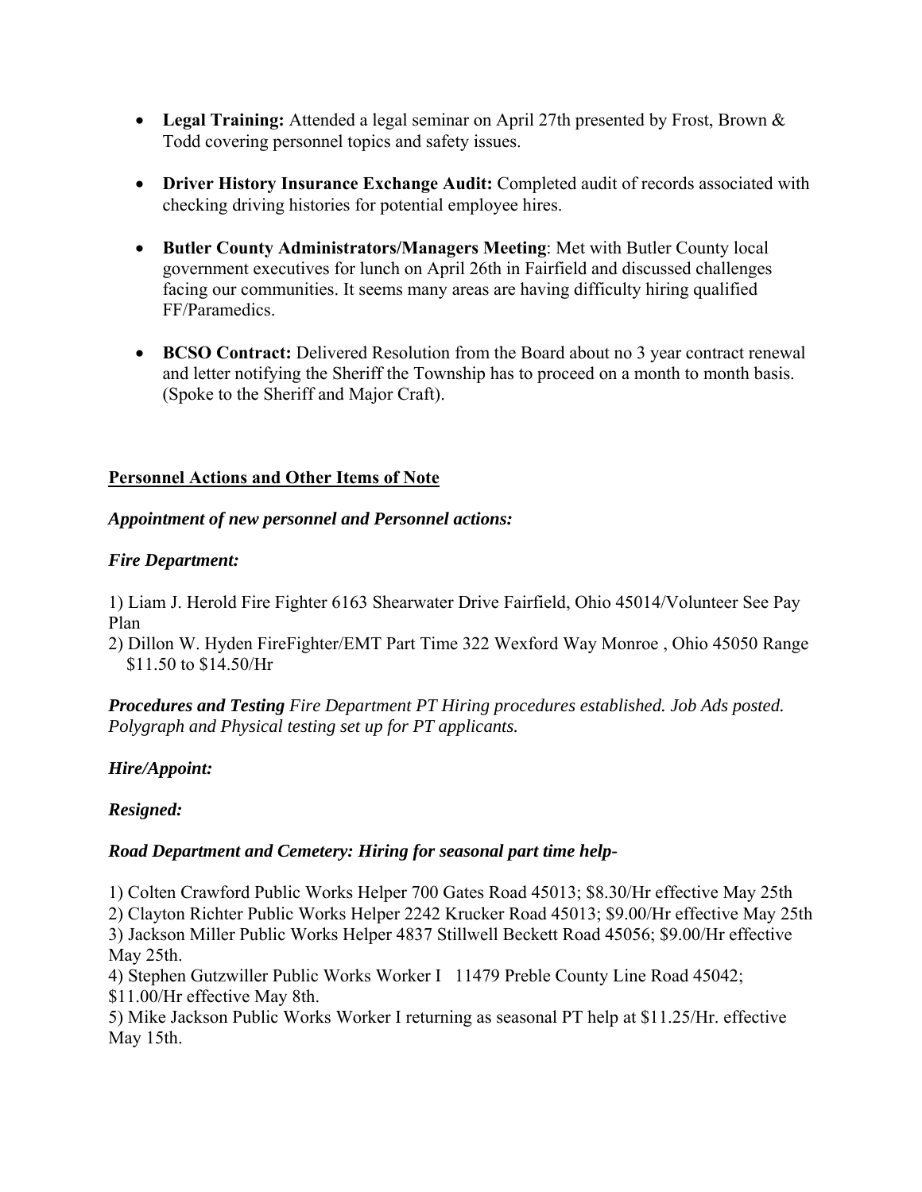- **Legal Training:** Attended a legal seminar on April 27th presented by Frost, Brown & Todd covering personnel topics and safety issues.

- **Driver History Insurance Exchange Audit:** Completed audit of records associated with checking driving histories for potential employee hires.

- **Butler County Administrators/Managers Meeting**: Met with Butler County local government executives for lunch on April 26th in Fairfield and discussed challenges facing our communities. It seems many areas are having difficulty hiring qualified FF/Paramedics.

- **BCSO Contract:** Delivered Resolution from the Board about no 3 year contract renewal and letter notifying the Sheriff the Township has to proceed on a month to month basis. (Spoke to the Sheriff and Major Craft).

## Personnel Actions and Other Items of Note

***Appointment of new personnel and Personnel actions:***

***Fire Department:***

1) Liam J. Herold Fire Fighter 6163 Shearwater Drive Fairfield, Ohio 45014/Volunteer See Pay Plan
2) Dillon W. Hyden FireFighter/EMT Part Time 322 Wexford Way Monroe , Ohio 45050 Range $11.50 to $14.50/Hr

***Procedures and Testing*** *Fire Department PT Hiring procedures established. Job Ads posted. Polygraph and Physical testing set up for PT applicants.*

***Hire/Appoint:***

***Resigned:***

***Road Department and Cemetery: Hiring for seasonal part time help-***

1) Colten Crawford Public Works Helper 700 Gates Road 45013; $8.30/Hr effective May 25th
2) Clayton Richter Public Works Helper 2242 Krucker Road 45013; $9.00/Hr effective May 25th
3) Jackson Miller Public Works Helper 4837 Stillwell Beckett Road 45056; $9.00/Hr effective May 25th.
4) Stephen Gutzwiller Public Works Worker I 11479 Preble County Line Road 45042; $11.00/Hr effective May 8th.
5) Mike Jackson Public Works Worker I returning as seasonal PT help at $11.25/Hr. effective May 15th.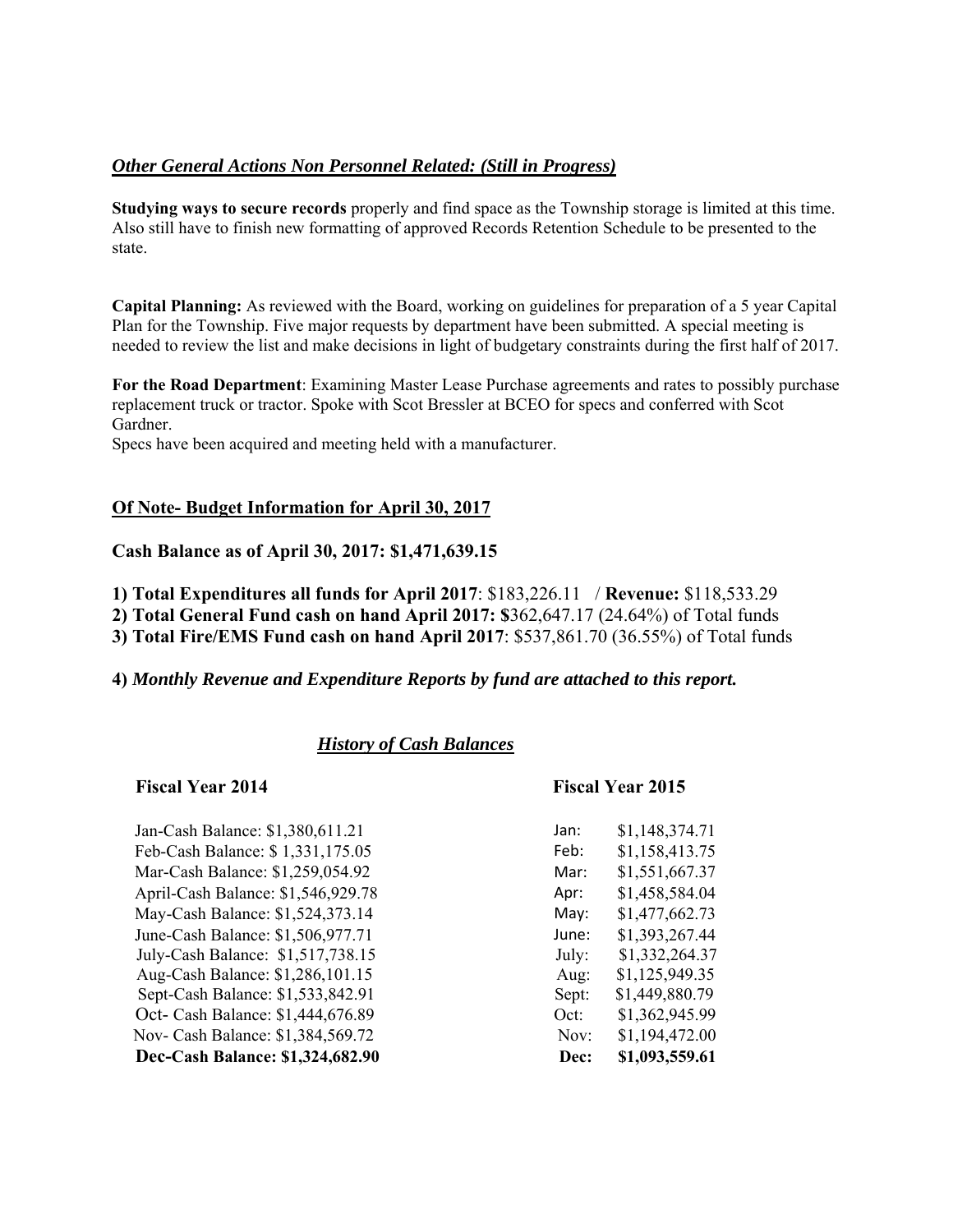***Other General Actions Non Personnel Related: (Still in Progress)***

**Studying ways to secure records** properly and find space as the Township storage is limited at this time. Also still have to finish new formatting of approved Records Retention Schedule to be presented to the state.

**Capital Planning:** As reviewed with the Board, working on guidelines for preparation of a 5 year Capital Plan for the Township. Five major requests by department have been submitted. A special meeting is needed to review the list and make decisions in light of budgetary constraints during the first half of 2017.

**For the Road Department**: Examining Master Lease Purchase agreements and rates to possibly purchase replacement truck or tractor. Spoke with Scot Bressler at BCEO for specs and conferred with Scot Gardner.
Specs have been acquired and meeting held with a manufacturer.

## Of Note- Budget Information for April 30, 2017

**Cash Balance as of April 30, 2017: $1,471,639.15**

**1) Total Expenditures all funds for April 2017**: $183,226.11 / **Revenue:** $118,533.29
**2) Total General Fund cash on hand April 2017: $**362,647.17 (24.64%) of Total funds
**3) Total Fire/EMS Fund cash on hand April 2017**: $537,861.70 (36.55%) of Total funds

**4) *Monthly Revenue and Expenditure Reports by fund are attached to this report.***

***History of Cash Balances***

| Fiscal Year 2014 | Fiscal Year 2015 | |
|---|---|---|
| Jan-Cash Balance: $1,380,611.21 | Jan: | $1,148,374.71 |
| Feb-Cash Balance: $ 1,331,175.05 | Feb: | $1,158,413.75 |
| Mar-Cash Balance: $1,259,054.92 | Mar: | $1,551,667.37 |
| April-Cash Balance: $1,546,929.78 | Apr: | $1,458,584.04 |
| May-Cash Balance: $1,524,373.14 | May: | $1,477,662.73 |
| June-Cash Balance: $1,506,977.71 | June: | $1,393,267.44 |
| July-Cash Balance: $1,517,738.15 | July: | $1,332,264.37 |
| Aug-Cash Balance: $1,286,101.15 | Aug: | $1,125,949.35 |
| Sept-Cash Balance: $1,533,842.91 | Sept: | $1,449,880.79 |
| Oct- Cash Balance: $1,444,676.89 | Oct: | $1,362,945.99 |
| Nov- Cash Balance: $1,384,569.72 | Nov: | $1,194,472.00 |
| **Dec-Cash Balance: $1,324,682.90** | **Dec:** | **$1,093,559.61** |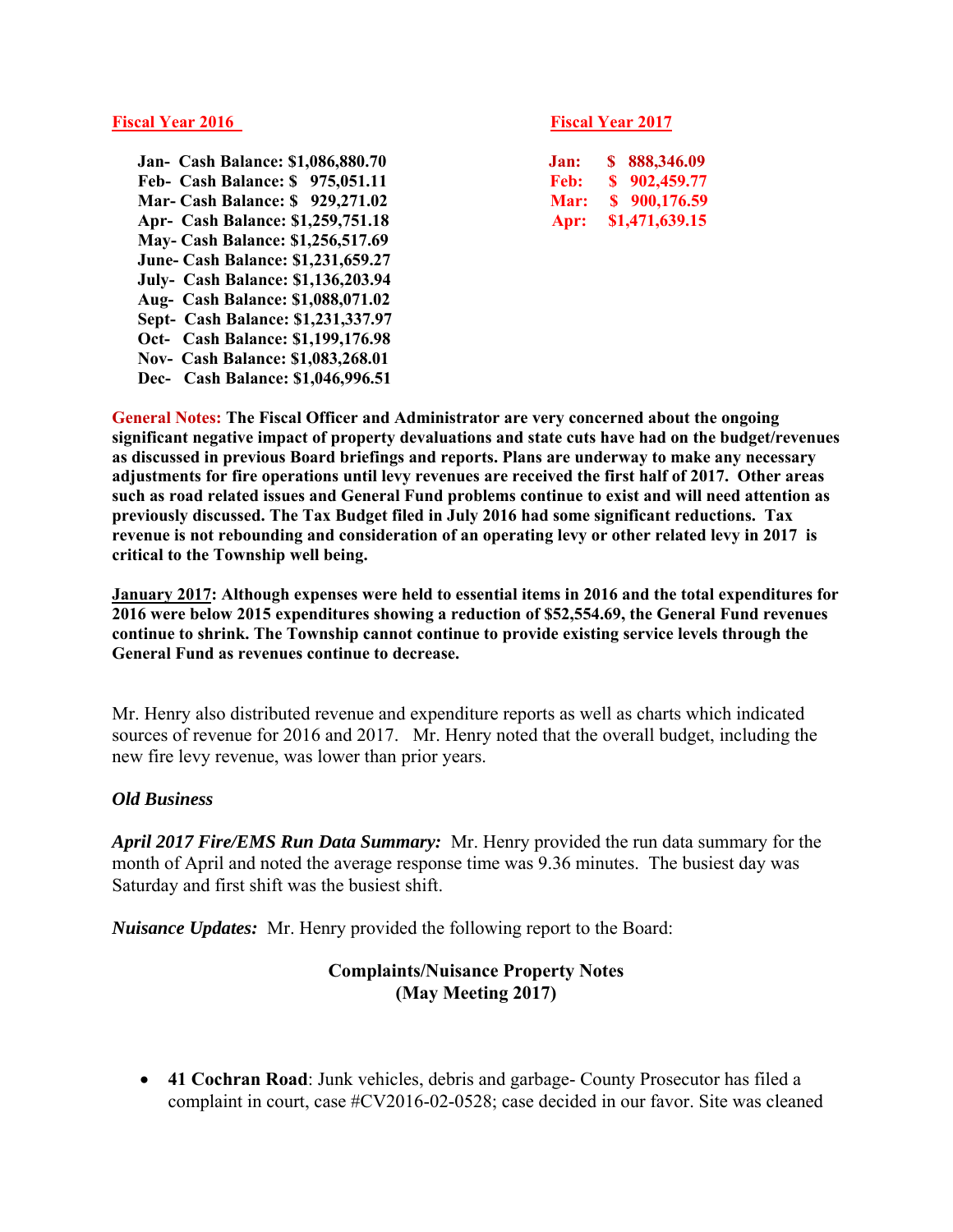| **Fiscal Year 2016** | | **Fiscal Year 2017** | |
|---|---|---|---|
| **Jan- Cash Balance:** | **$1,086,880.70** | **Jan:** | **$ 888,346.09** |
| **Feb- Cash Balance:** | **$ 975,051.11** | **Feb:** | **$ 902,459.77** |
| **Mar- Cash Balance:** | **$ 929,271.02** | **Mar:** | **$ 900,176.59** |
| **Apr- Cash Balance:** | **$1,259,751.18** | **Apr:** | **$1,471,639.15** |
| **May- Cash Balance:** | **$1,256,517.69** | | |
| **June- Cash Balance:** | **$1,231,659.27** | | |
| **July- Cash Balance:** | **$1,136,203.94** | | |
| **Aug- Cash Balance:** | **$1,088,071.02** | | |
| **Sept- Cash Balance:** | **$1,231,337.97** | | |
| **Oct- Cash Balance:** | **$1,199,176.98** | | |
| **Nov- Cash Balance:** | **$1,083,268.01** | | |
| **Dec- Cash Balance:** | **$1,046,996.51** | | |

**General Notes: The Fiscal Officer and Administrator are very concerned about the ongoing significant negative impact of property devaluations and state cuts have had on the budget/revenues as discussed in previous Board briefings and reports. Plans are underway to make any necessary adjustments for fire operations until levy revenues are received the first half of 2017. Other areas such as road related issues and General Fund problems continue to exist and will need attention as previously discussed. The Tax Budget filed in July 2016 had some significant reductions. Tax revenue is not rebounding and consideration of an operating levy or other related levy in 2017 is critical to the Township well being.**

**January 2017: Although expenses were held to essential items in 2016 and the total expenditures for 2016 were below 2015 expenditures showing a reduction of $52,554.69, the General Fund revenues continue to shrink. The Township cannot continue to provide existing service levels through the General Fund as revenues continue to decrease.**

Mr. Henry also distributed revenue and expenditure reports as well as charts which indicated sources of revenue for 2016 and 2017. Mr. Henry noted that the overall budget, including the new fire levy revenue, was lower than prior years.

***Old Business***

***April 2017 Fire/EMS Run Data Summary:*** Mr. Henry provided the run data summary for the month of April and noted the average response time was 9.36 minutes. The busiest day was Saturday and first shift was the busiest shift.

***Nuisance Updates:*** Mr. Henry provided the following report to the Board:

**Complaints/Nuisance Property Notes**
**(May Meeting 2017)**

- **41 Cochran Road**: Junk vehicles, debris and garbage- County Prosecutor has filed a complaint in court, case #CV2016-02-0528; case decided in our favor. Site was cleaned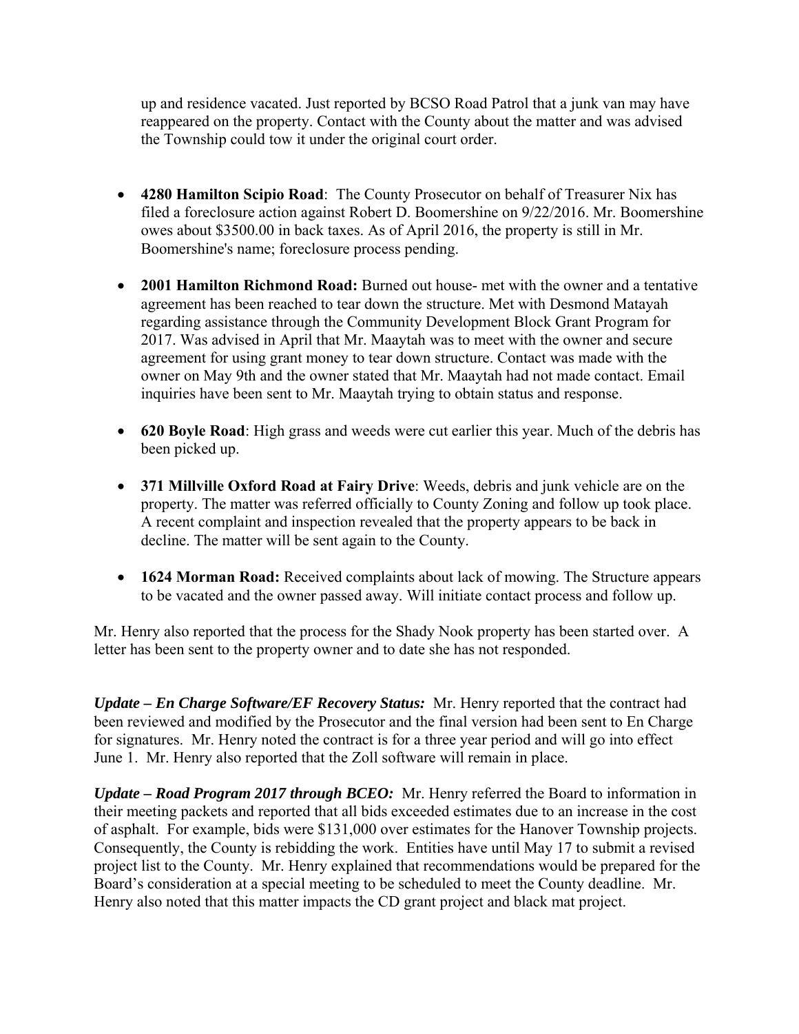up and residence vacated. Just reported by BCSO Road Patrol that a junk van may have reappeared on the property. Contact with the County about the matter and was advised the Township could tow it under the original court order.

- **4280 Hamilton Scipio Road**: The County Prosecutor on behalf of Treasurer Nix has filed a foreclosure action against Robert D. Boomershine on 9/22/2016. Mr. Boomershine owes about $3500.00 in back taxes. As of April 2016, the property is still in Mr. Boomershine's name; foreclosure process pending.

- **2001 Hamilton Richmond Road:** Burned out house- met with the owner and a tentative agreement has been reached to tear down the structure. Met with Desmond Matayah regarding assistance through the Community Development Block Grant Program for 2017. Was advised in April that Mr. Maaytah was to meet with the owner and secure agreement for using grant money to tear down structure. Contact was made with the owner on May 9th and the owner stated that Mr. Maaytah had not made contact. Email inquiries have been sent to Mr. Maaytah trying to obtain status and response.

- **620 Boyle Road**: High grass and weeds were cut earlier this year. Much of the debris has been picked up.

- **371 Millville Oxford Road at Fairy Drive**: Weeds, debris and junk vehicle are on the property. The matter was referred officially to County Zoning and follow up took place. A recent complaint and inspection revealed that the property appears to be back in decline. The matter will be sent again to the County.

- **1624 Morman Road:** Received complaints about lack of mowing. The Structure appears to be vacated and the owner passed away. Will initiate contact process and follow up.

Mr. Henry also reported that the process for the Shady Nook property has been started over. A letter has been sent to the property owner and to date she has not responded.

***Update – En Charge Software/EF Recovery Status:*** Mr. Henry reported that the contract had been reviewed and modified by the Prosecutor and the final version had been sent to En Charge for signatures. Mr. Henry noted the contract is for a three year period and will go into effect June 1. Mr. Henry also reported that the Zoll software will remain in place.

***Update – Road Program 2017 through BCEO:*** Mr. Henry referred the Board to information in their meeting packets and reported that all bids exceeded estimates due to an increase in the cost of asphalt. For example, bids were $131,000 over estimates for the Hanover Township projects. Consequently, the County is rebidding the work. Entities have until May 17 to submit a revised project list to the County. Mr. Henry explained that recommendations would be prepared for the Board's consideration at a special meeting to be scheduled to meet the County deadline. Mr. Henry also noted that this matter impacts the CD grant project and black mat project.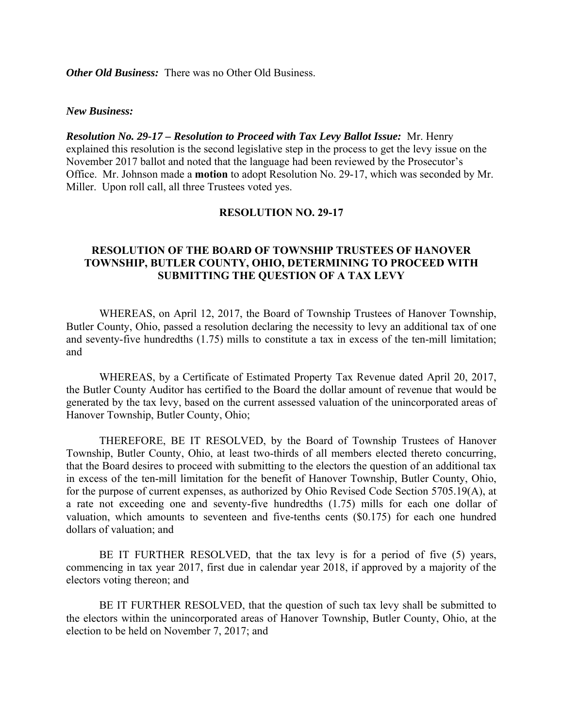***Other Old Business:*** There was no Other Old Business.

***New Business:***

***Resolution No. 29-17 – Resolution to Proceed with Tax Levy Ballot Issue:*** Mr. Henry explained this resolution is the second legislative step in the process to get the levy issue on the November 2017 ballot and noted that the language had been reviewed by the Prosecutor's Office. Mr. Johnson made a **motion** to adopt Resolution No. 29-17, which was seconded by Mr. Miller. Upon roll call, all three Trustees voted yes.

**RESOLUTION NO. 29-17**

**RESOLUTION OF THE BOARD OF TOWNSHIP TRUSTEES OF HANOVER TOWNSHIP, BUTLER COUNTY, OHIO, DETERMINING TO PROCEED WITH SUBMITTING THE QUESTION OF A TAX LEVY**

WHEREAS, on April 12, 2017, the Board of Township Trustees of Hanover Township, Butler County, Ohio, passed a resolution declaring the necessity to levy an additional tax of one and seventy-five hundredths (1.75) mills to constitute a tax in excess of the ten-mill limitation; and

WHEREAS, by a Certificate of Estimated Property Tax Revenue dated April 20, 2017, the Butler County Auditor has certified to the Board the dollar amount of revenue that would be generated by the tax levy, based on the current assessed valuation of the unincorporated areas of Hanover Township, Butler County, Ohio;

THEREFORE, BE IT RESOLVED, by the Board of Township Trustees of Hanover Township, Butler County, Ohio, at least two-thirds of all members elected thereto concurring, that the Board desires to proceed with submitting to the electors the question of an additional tax in excess of the ten-mill limitation for the benefit of Hanover Township, Butler County, Ohio, for the purpose of current expenses, as authorized by Ohio Revised Code Section 5705.19(A), at a rate not exceeding one and seventy-five hundredths (1.75) mills for each one dollar of valuation, which amounts to seventeen and five-tenths cents ($0.175) for each one hundred dollars of valuation; and

BE IT FURTHER RESOLVED, that the tax levy is for a period of five (5) years, commencing in tax year 2017, first due in calendar year 2018, if approved by a majority of the electors voting thereon; and

BE IT FURTHER RESOLVED, that the question of such tax levy shall be submitted to the electors within the unincorporated areas of Hanover Township, Butler County, Ohio, at the election to be held on November 7, 2017; and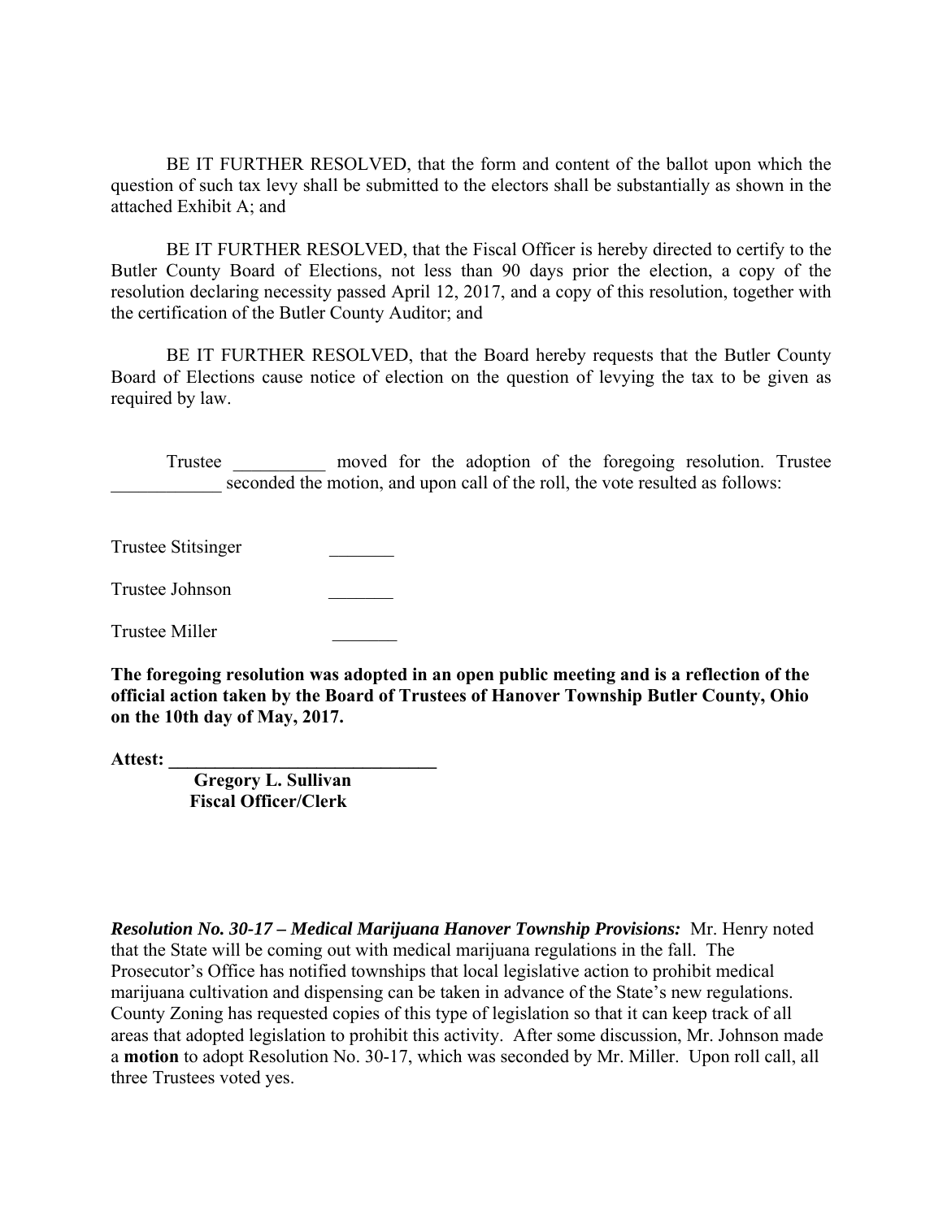BE IT FURTHER RESOLVED, that the form and content of the ballot upon which the question of such tax levy shall be submitted to the electors shall be substantially as shown in the attached Exhibit A; and

BE IT FURTHER RESOLVED, that the Fiscal Officer is hereby directed to certify to the Butler County Board of Elections, not less than 90 days prior the election, a copy of the resolution declaring necessity passed April 12, 2017, and a copy of this resolution, together with the certification of the Butler County Auditor; and

BE IT FURTHER RESOLVED, that the Board hereby requests that the Butler County Board of Elections cause notice of election on the question of levying the tax to be given as required by law.

Trustee __________ moved for the adoption of the foregoing resolution. Trustee ____________ seconded the motion, and upon call of the roll, the vote resulted as follows:

Trustee Stitsinger _______

Trustee Johnson _______

Trustee Miller _______

**The foregoing resolution was adopted in an open public meeting and is a reflection of the official action taken by the Board of Trustees of Hanover Township Butler County, Ohio on the 10th day of May, 2017.**

**Attest: ______________________________**
**Gregory L. Sullivan**
**Fiscal Officer/Clerk**

***Resolution No. 30-17 – Medical Marijuana Hanover Township Provisions:*** Mr. Henry noted that the State will be coming out with medical marijuana regulations in the fall. The Prosecutor's Office has notified townships that local legislative action to prohibit medical marijuana cultivation and dispensing can be taken in advance of the State's new regulations. County Zoning has requested copies of this type of legislation so that it can keep track of all areas that adopted legislation to prohibit this activity. After some discussion, Mr. Johnson made a **motion** to adopt Resolution No. 30-17, which was seconded by Mr. Miller. Upon roll call, all three Trustees voted yes.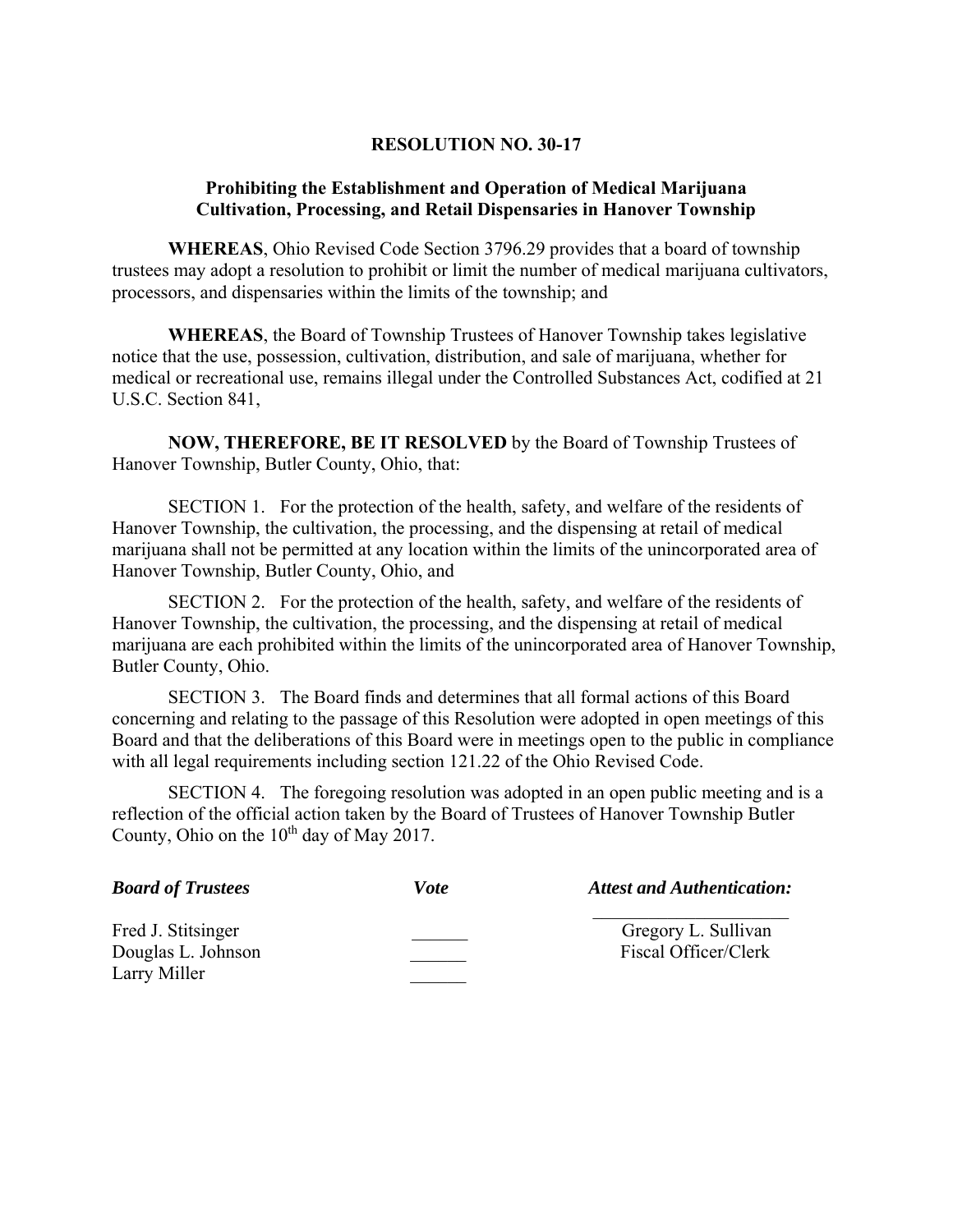**RESOLUTION NO. 30-17**

**Prohibiting the Establishment and Operation of Medical Marijuana Cultivation, Processing, and Retail Dispensaries in Hanover Township**

**WHEREAS**, Ohio Revised Code Section 3796.29 provides that a board of township trustees may adopt a resolution to prohibit or limit the number of medical marijuana cultivators, processors, and dispensaries within the limits of the township; and

**WHEREAS**, the Board of Township Trustees of Hanover Township takes legislative notice that the use, possession, cultivation, distribution, and sale of marijuana, whether for medical or recreational use, remains illegal under the Controlled Substances Act, codified at 21 U.S.C. Section 841,

**NOW, THEREFORE, BE IT RESOLVED** by the Board of Township Trustees of Hanover Township, Butler County, Ohio, that:

SECTION 1. For the protection of the health, safety, and welfare of the residents of Hanover Township, the cultivation, the processing, and the dispensing at retail of medical marijuana shall not be permitted at any location within the limits of the unincorporated area of Hanover Township, Butler County, Ohio, and

SECTION 2. For the protection of the health, safety, and welfare of the residents of Hanover Township, the cultivation, the processing, and the dispensing at retail of medical marijuana are each prohibited within the limits of the unincorporated area of Hanover Township, Butler County, Ohio.

SECTION 3. The Board finds and determines that all formal actions of this Board concerning and relating to the passage of this Resolution were adopted in open meetings of this Board and that the deliberations of this Board were in meetings open to the public in compliance with all legal requirements including section 121.22 of the Ohio Revised Code.

SECTION 4. The foregoing resolution was adopted in an open public meeting and is a reflection of the official action taken by the Board of Trustees of Hanover Township Butler County, Ohio on the 10th day of May 2017.

| ***Board of Trustees*** | ***Vote*** | ***Attest and Authentication:*** |
|---|---|---|
| Fred J. Stitsinger | ______ | Gregory L. Sullivan |
| Douglas L. Johnson | ______ | Fiscal Officer/Clerk |
| Larry Miller | ______ | |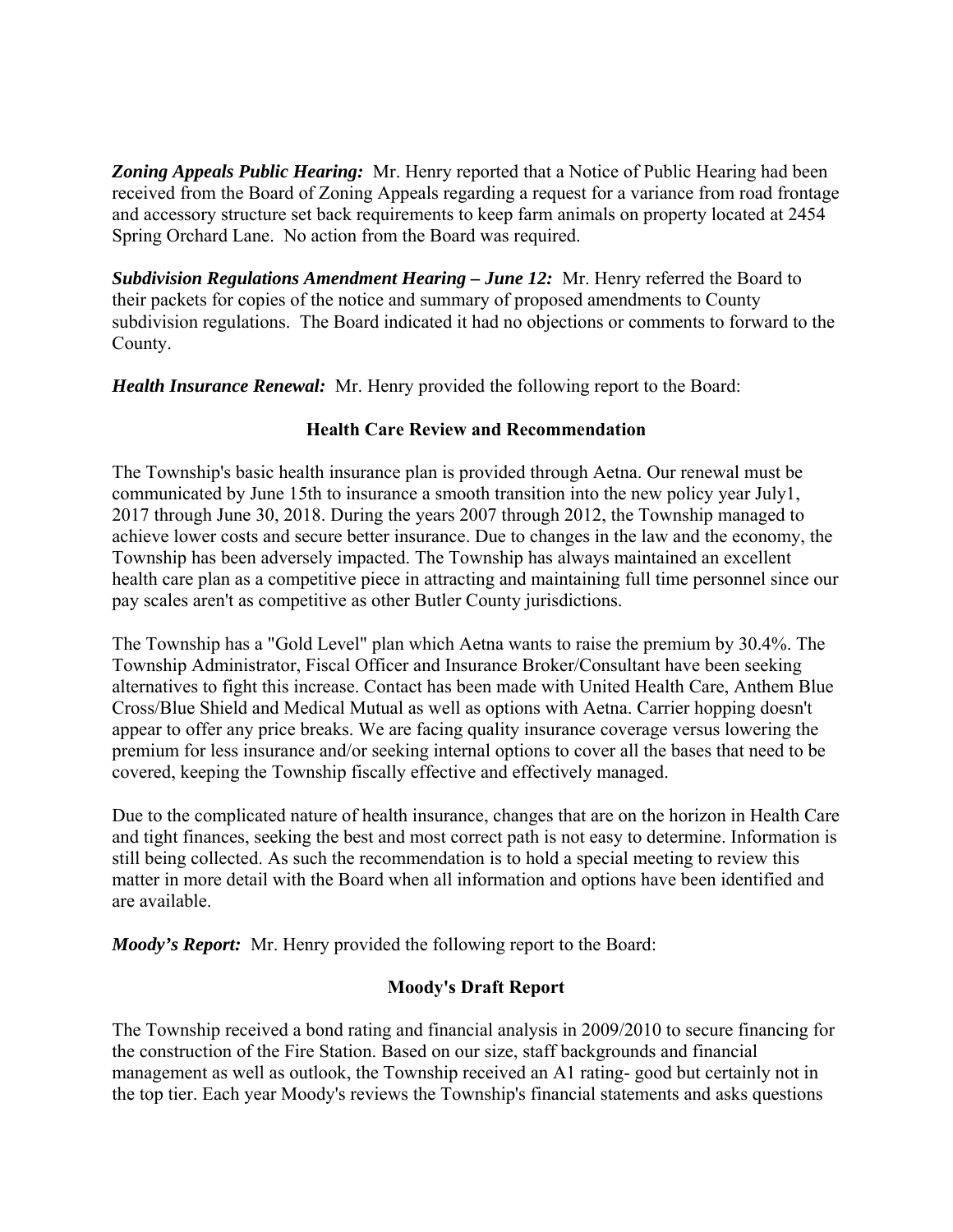***Zoning Appeals Public Hearing:*** Mr. Henry reported that a Notice of Public Hearing had been received from the Board of Zoning Appeals regarding a request for a variance from road frontage and accessory structure set back requirements to keep farm animals on property located at 2454 Spring Orchard Lane. No action from the Board was required.

***Subdivision Regulations Amendment Hearing – June 12:*** Mr. Henry referred the Board to their packets for copies of the notice and summary of proposed amendments to County subdivision regulations. The Board indicated it had no objections or comments to forward to the County.

***Health Insurance Renewal:*** Mr. Henry provided the following report to the Board:

**Health Care Review and Recommendation**

The Township's basic health insurance plan is provided through Aetna. Our renewal must be communicated by June 15th to insurance a smooth transition into the new policy year July1, 2017 through June 30, 2018. During the years 2007 through 2012, the Township managed to achieve lower costs and secure better insurance. Due to changes in the law and the economy, the Township has been adversely impacted. The Township has always maintained an excellent health care plan as a competitive piece in attracting and maintaining full time personnel since our pay scales aren't as competitive as other Butler County jurisdictions.

The Township has a "Gold Level" plan which Aetna wants to raise the premium by 30.4%. The Township Administrator, Fiscal Officer and Insurance Broker/Consultant have been seeking alternatives to fight this increase. Contact has been made with United Health Care, Anthem Blue Cross/Blue Shield and Medical Mutual as well as options with Aetna. Carrier hopping doesn't appear to offer any price breaks. We are facing quality insurance coverage versus lowering the premium for less insurance and/or seeking internal options to cover all the bases that need to be covered, keeping the Township fiscally effective and effectively managed.

Due to the complicated nature of health insurance, changes that are on the horizon in Health Care and tight finances, seeking the best and most correct path is not easy to determine. Information is still being collected. As such the recommendation is to hold a special meeting to review this matter in more detail with the Board when all information and options have been identified and are available.

***Moody's Report:*** Mr. Henry provided the following report to the Board:

**Moody's Draft Report**

The Township received a bond rating and financial analysis in 2009/2010 to secure financing for the construction of the Fire Station. Based on our size, staff backgrounds and financial management as well as outlook, the Township received an A1 rating- good but certainly not in the top tier. Each year Moody's reviews the Township's financial statements and asks questions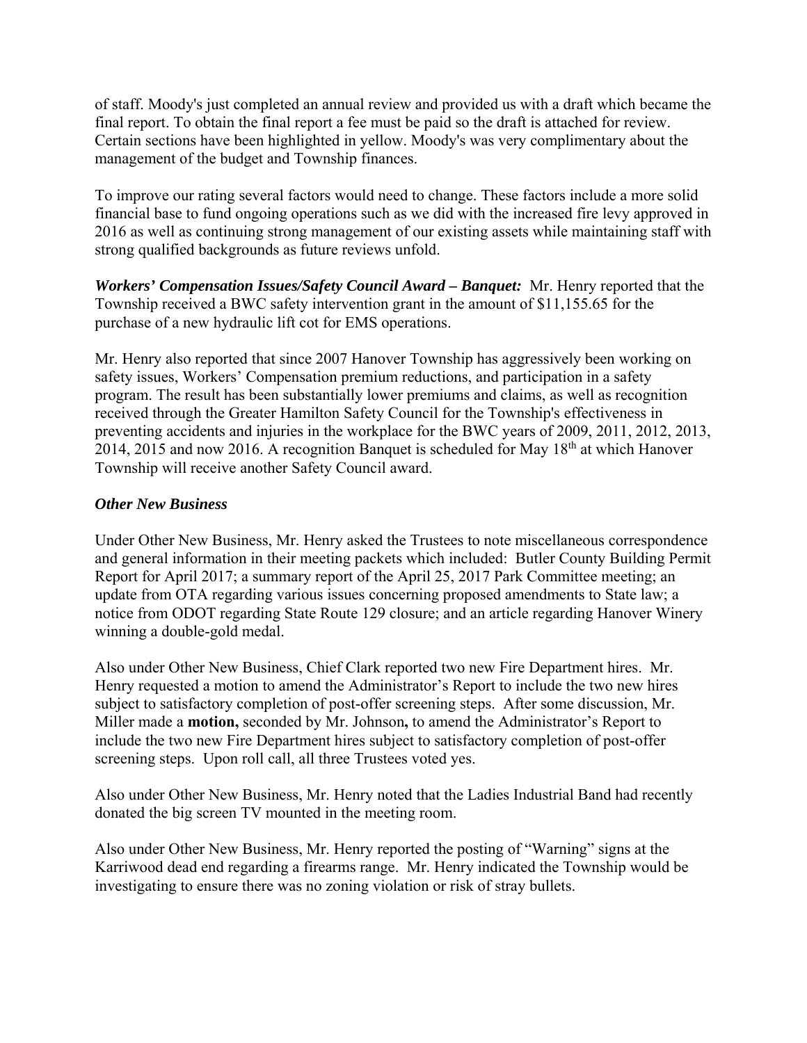of staff. Moody's just completed an annual review and provided us with a draft which became the final report. To obtain the final report a fee must be paid so the draft is attached for review. Certain sections have been highlighted in yellow. Moody's was very complimentary about the management of the budget and Township finances.

To improve our rating several factors would need to change. These factors include a more solid financial base to fund ongoing operations such as we did with the increased fire levy approved in 2016 as well as continuing strong management of our existing assets while maintaining staff with strong qualified backgrounds as future reviews unfold.

***Workers' Compensation Issues/Safety Council Award – Banquet:*** Mr. Henry reported that the Township received a BWC safety intervention grant in the amount of $11,155.65 for the purchase of a new hydraulic lift cot for EMS operations.

Mr. Henry also reported that since 2007 Hanover Township has aggressively been working on safety issues, Workers' Compensation premium reductions, and participation in a safety program. The result has been substantially lower premiums and claims, as well as recognition received through the Greater Hamilton Safety Council for the Township's effectiveness in preventing accidents and injuries in the workplace for the BWC years of 2009, 2011, 2012, 2013, 2014, 2015 and now 2016. A recognition Banquet is scheduled for May 18th at which Hanover Township will receive another Safety Council award.

***Other New Business***

Under Other New Business, Mr. Henry asked the Trustees to note miscellaneous correspondence and general information in their meeting packets which included: Butler County Building Permit Report for April 2017; a summary report of the April 25, 2017 Park Committee meeting; an update from OTA regarding various issues concerning proposed amendments to State law; a notice from ODOT regarding State Route 129 closure; and an article regarding Hanover Winery winning a double-gold medal.

Also under Other New Business, Chief Clark reported two new Fire Department hires. Mr. Henry requested a motion to amend the Administrator's Report to include the two new hires subject to satisfactory completion of post-offer screening steps. After some discussion, Mr. Miller made a **motion,** seconded by Mr. Johnson**,** to amend the Administrator's Report to include the two new Fire Department hires subject to satisfactory completion of post-offer screening steps. Upon roll call, all three Trustees voted yes.

Also under Other New Business, Mr. Henry noted that the Ladies Industrial Band had recently donated the big screen TV mounted in the meeting room.

Also under Other New Business, Mr. Henry reported the posting of "Warning" signs at the Karriwood dead end regarding a firearms range. Mr. Henry indicated the Township would be investigating to ensure there was no zoning violation or risk of stray bullets.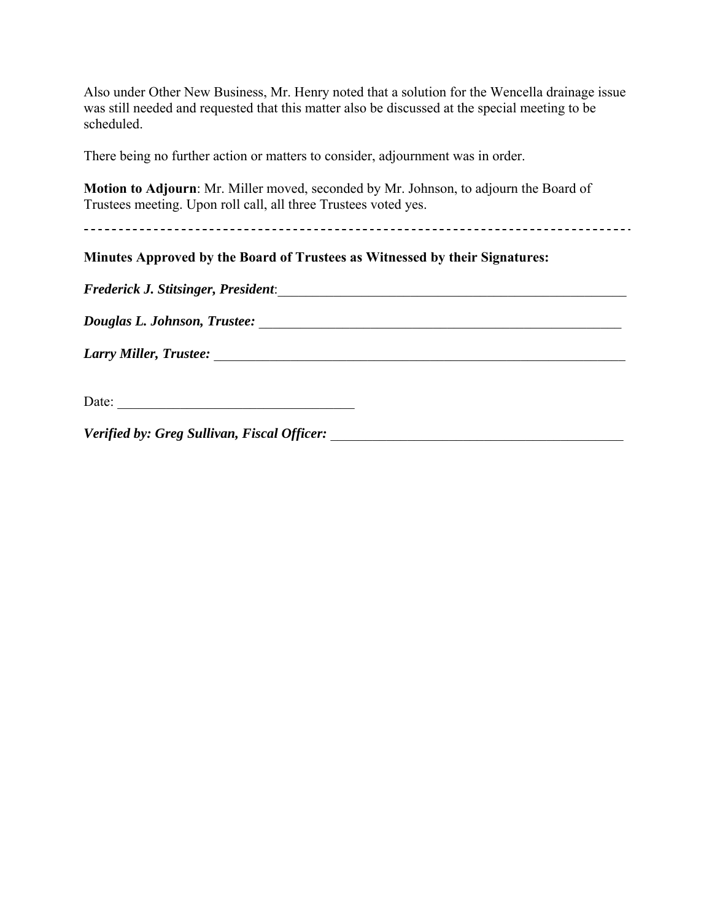Also under Other New Business, Mr. Henry noted that a solution for the Wencella drainage issue was still needed and requested that this matter also be discussed at the special meeting to be scheduled.

There being no further action or matters to consider, adjournment was in order.

**Motion to Adjourn**: Mr. Miller moved, seconded by Mr. Johnson, to adjourn the Board of Trustees meeting. Upon roll call, all three Trustees voted yes.

---

**Minutes Approved by the Board of Trustees as Witnessed by their Signatures:**

***Frederick J. Stitsinger, President***:\_\_\_\_\_\_\_\_\_\_\_\_\_\_\_\_\_\_\_\_\_\_\_\_\_\_\_\_\_\_\_\_\_\_\_\_\_\_\_\_\_\_\_\_\_\_\_\_

***Douglas L. Johnson, Trustee:*** \_\_\_\_\_\_\_\_\_\_\_\_\_\_\_\_\_\_\_\_\_\_\_\_\_\_\_\_\_\_\_\_\_\_\_\_\_\_\_\_\_\_\_\_\_\_\_\_

***Larry Miller, Trustee:*** \_\_\_\_\_\_\_\_\_\_\_\_\_\_\_\_\_\_\_\_\_\_\_\_\_\_\_\_\_\_\_\_\_\_\_\_\_\_\_\_\_\_\_\_\_\_\_\_\_\_\_\_\_\_

Date: \_\_\_\_\_\_\_\_\_\_\_\_\_\_\_\_\_\_\_\_\_\_\_\_\_\_\_\_\_\_\_\_\_\_

***Verified by: Greg Sullivan, Fiscal Officer:*** \_\_\_\_\_\_\_\_\_\_\_\_\_\_\_\_\_\_\_\_\_\_\_\_\_\_\_\_\_\_\_\_\_\_\_\_\_\_\_\_